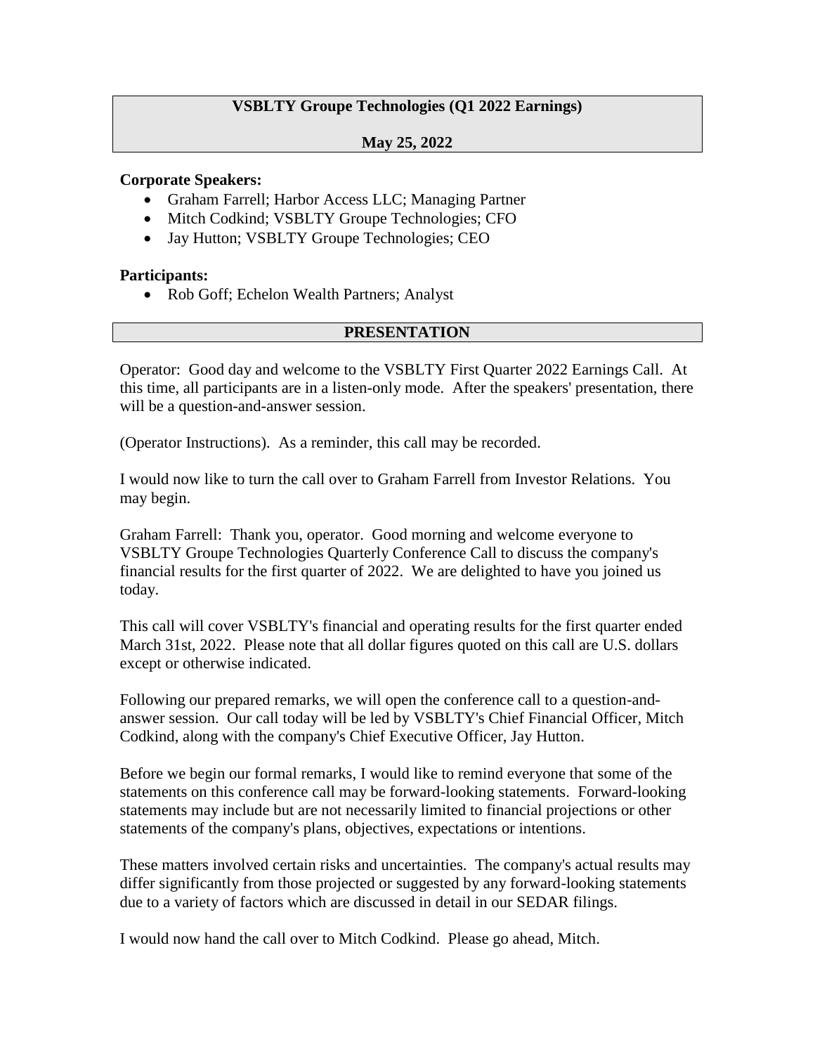**VSBLTY Groupe Technologies (Q1 2022 Earnings)**

**May 25, 2022**

**Corporate Speakers:**

- Graham Farrell; Harbor Access LLC; Managing Partner
- Mitch Codkind; VSBLTY Groupe Technologies; CFO
- Jay Hutton; VSBLTY Groupe Technologies; CEO

**Participants:**

- Rob Goff; Echelon Wealth Partners; Analyst

**PRESENTATION**

Operator: Good day and welcome to the VSBLTY First Quarter 2022 Earnings Call. At this time, all participants are in a listen-only mode. After the speakers' presentation, there will be a question-and-answer session.

(Operator Instructions). As a reminder, this call may be recorded.

I would now like to turn the call over to Graham Farrell from Investor Relations. You may begin.

Graham Farrell: Thank you, operator. Good morning and welcome everyone to VSBLTY Groupe Technologies Quarterly Conference Call to discuss the company's financial results for the first quarter of 2022. We are delighted to have you joined us today.

This call will cover VSBLTY's financial and operating results for the first quarter ended March 31st, 2022. Please note that all dollar figures quoted on this call are U.S. dollars except or otherwise indicated.

Following our prepared remarks, we will open the conference call to a question-and-answer session. Our call today will be led by VSBLTY's Chief Financial Officer, Mitch Codkind, along with the company's Chief Executive Officer, Jay Hutton.

Before we begin our formal remarks, I would like to remind everyone that some of the statements on this conference call may be forward-looking statements. Forward-looking statements may include but are not necessarily limited to financial projections or other statements of the company's plans, objectives, expectations or intentions.

These matters involved certain risks and uncertainties. The company's actual results may differ significantly from those projected or suggested by any forward-looking statements due to a variety of factors which are discussed in detail in our SEDAR filings.

I would now hand the call over to Mitch Codkind. Please go ahead, Mitch.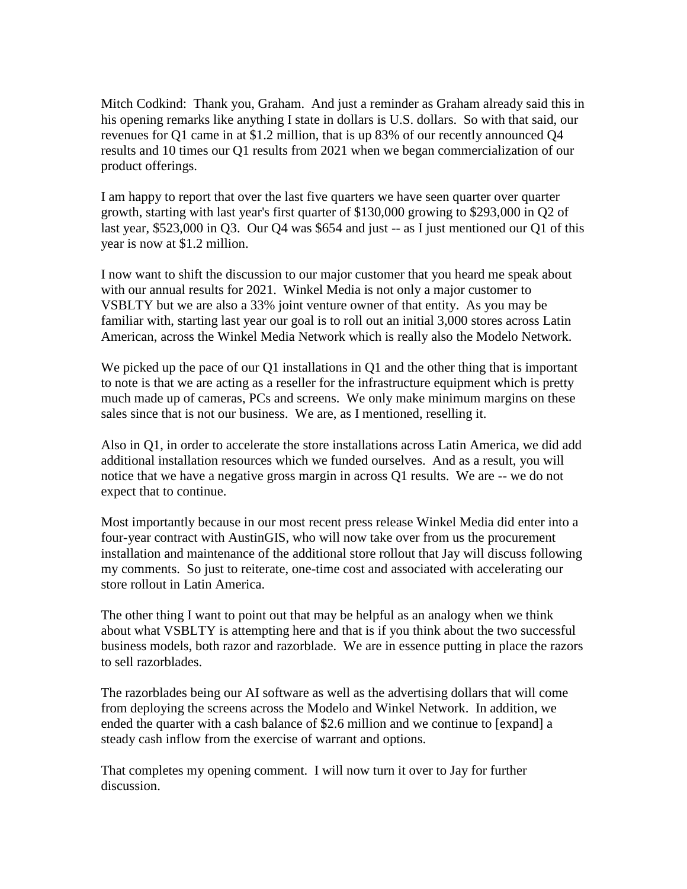Mitch Codkind: Thank you, Graham. And just a reminder as Graham already said this in his opening remarks like anything I state in dollars is U.S. dollars. So with that said, our revenues for Q1 came in at $1.2 million, that is up 83% of our recently announced Q4 results and 10 times our Q1 results from 2021 when we began commercialization of our product offerings.

I am happy to report that over the last five quarters we have seen quarter over quarter growth, starting with last year's first quarter of $130,000 growing to $293,000 in Q2 of last year, $523,000 in Q3. Our Q4 was $654 and just -- as I just mentioned our Q1 of this year is now at $1.2 million.

I now want to shift the discussion to our major customer that you heard me speak about with our annual results for 2021. Winkel Media is not only a major customer to VSBLTY but we are also a 33% joint venture owner of that entity. As you may be familiar with, starting last year our goal is to roll out an initial 3,000 stores across Latin American, across the Winkel Media Network which is really also the Modelo Network.

We picked up the pace of our Q1 installations in Q1 and the other thing that is important to note is that we are acting as a reseller for the infrastructure equipment which is pretty much made up of cameras, PCs and screens. We only make minimum margins on these sales since that is not our business. We are, as I mentioned, reselling it.

Also in Q1, in order to accelerate the store installations across Latin America, we did add additional installation resources which we funded ourselves. And as a result, you will notice that we have a negative gross margin in across Q1 results. We are -- we do not expect that to continue.

Most importantly because in our most recent press release Winkel Media did enter into a four-year contract with AustinGIS, who will now take over from us the procurement installation and maintenance of the additional store rollout that Jay will discuss following my comments. So just to reiterate, one-time cost and associated with accelerating our store rollout in Latin America.

The other thing I want to point out that may be helpful as an analogy when we think about what VSBLTY is attempting here and that is if you think about the two successful business models, both razor and razorblade. We are in essence putting in place the razors to sell razorblades.

The razorblades being our AI software as well as the advertising dollars that will come from deploying the screens across the Modelo and Winkel Network. In addition, we ended the quarter with a cash balance of $2.6 million and we continue to [expand] a steady cash inflow from the exercise of warrant and options.

That completes my opening comment. I will now turn it over to Jay for further discussion.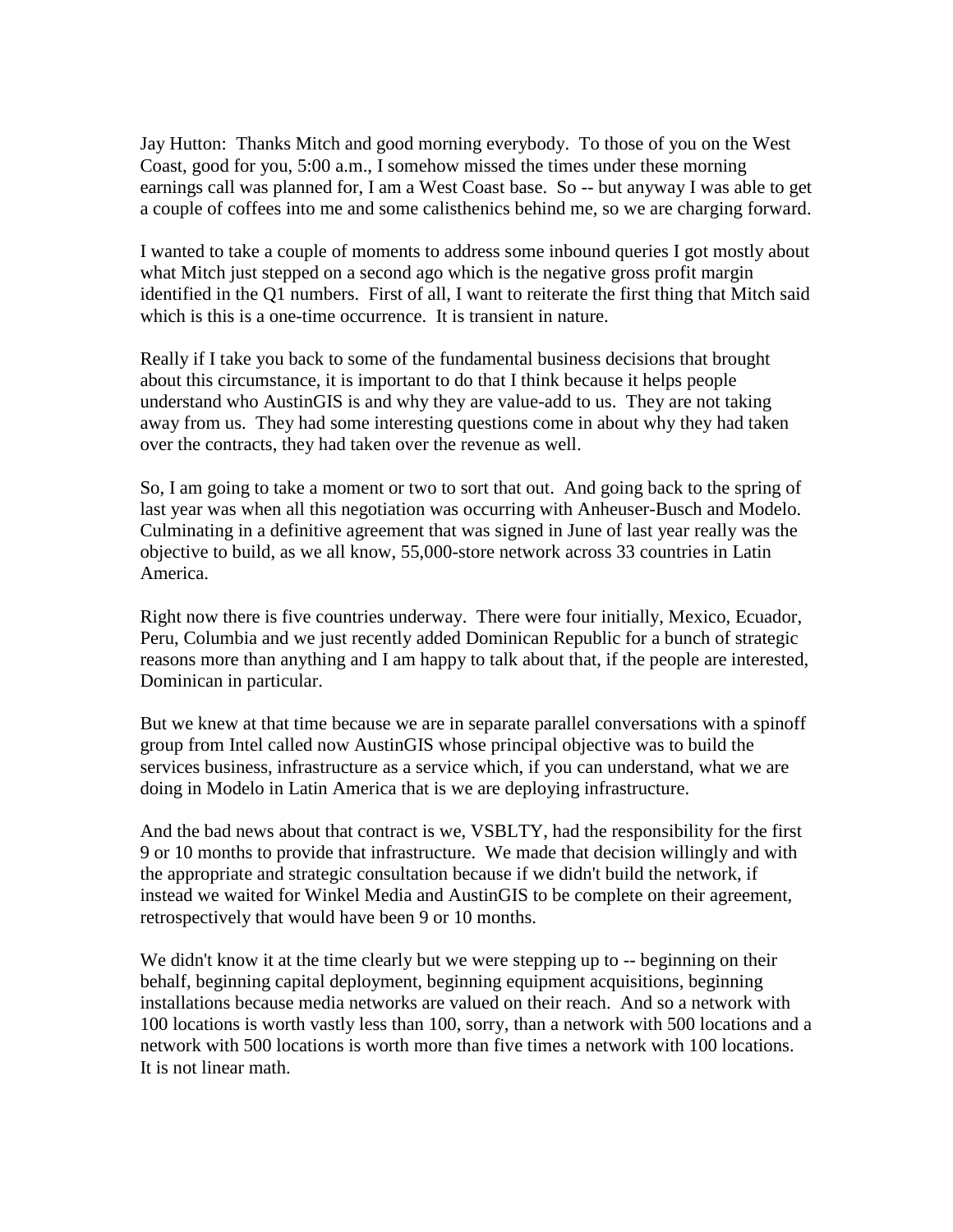Jay Hutton: Thanks Mitch and good morning everybody. To those of you on the West Coast, good for you, 5:00 a.m., I somehow missed the times under these morning earnings call was planned for, I am a West Coast base. So -- but anyway I was able to get a couple of coffees into me and some calisthenics behind me, so we are charging forward.

I wanted to take a couple of moments to address some inbound queries I got mostly about what Mitch just stepped on a second ago which is the negative gross profit margin identified in the Q1 numbers. First of all, I want to reiterate the first thing that Mitch said which is this is a one-time occurrence. It is transient in nature.

Really if I take you back to some of the fundamental business decisions that brought about this circumstance, it is important to do that I think because it helps people understand who AustinGIS is and why they are value-add to us. They are not taking away from us. They had some interesting questions come in about why they had taken over the contracts, they had taken over the revenue as well.

So, I am going to take a moment or two to sort that out. And going back to the spring of last year when all this negotiation was occurring with Anheuser-Busch and Modelo. Culminating in a definitive agreement that was signed in June of last year really was the objective to build, as we all know, 55,000-store network across 33 countries in Latin America.

Right now there is five countries underway. There were four initially, Mexico, Ecuador, Peru, Columbia and we just recently added Dominican Republic for a bunch of strategic reasons more than anything and I am happy to talk about that, if the people are interested, Dominican in particular.

But we knew at that time because we are in separate parallel conversations with a spinoff group from Intel called now AustinGIS whose principal objective was to build the services business, infrastructure as a service which, if you can understand, what we are doing in Modelo in Latin America that is we are deploying infrastructure.

And the bad news about that contract is we, VSBLTY, had the responsibility for the first 9 or 10 months to provide that infrastructure. We made that decision willingly and with the appropriate and strategic consultation because if we didn't build the network, if instead we waited for Winkel Media and AustinGIS to be complete on their agreement, retrospectively that would have been 9 or 10 months.

We didn't know it at the time clearly but we were stepping up to -- beginning on their behalf, beginning capital deployment, beginning equipment acquisitions, beginning installations because media networks are valued on their reach. And so a network with 100 locations is worth vastly less than 100, sorry, than a network with 500 locations and a network with 500 locations is worth more than five times a network with 100 locations. It is not linear math.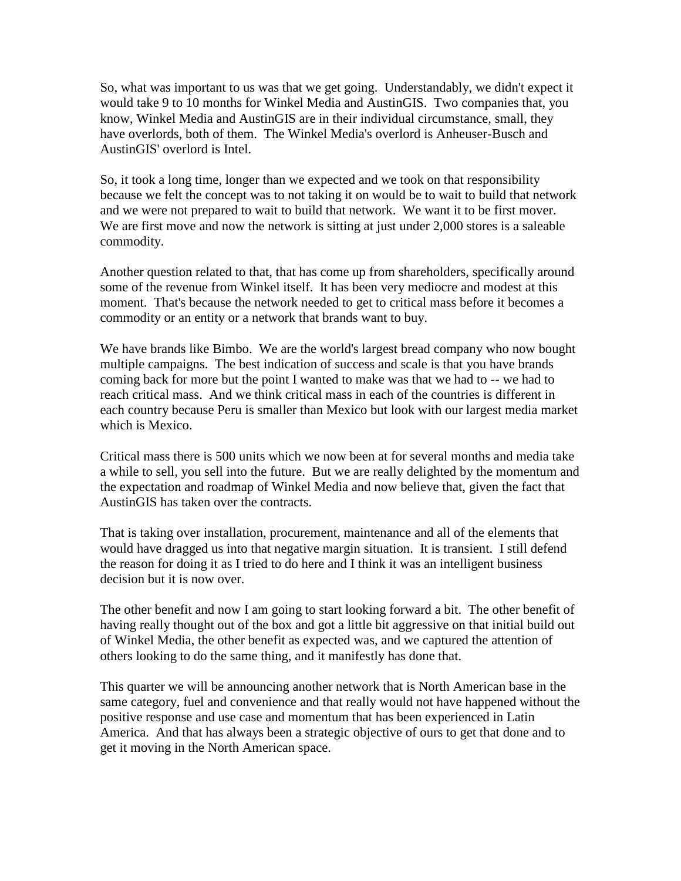So, what was important to us was that we get going. Understandably, we didn't expect it would take 9 to 10 months for Winkel Media and AustinGIS. Two companies that, you know, Winkel Media and AustinGIS are in their individual circumstance, small, they have overlords, both of them. The Winkel Media's overlord is Anheuser-Busch and AustinGIS' overlord is Intel.

So, it took a long time, longer than we expected and we took on that responsibility because we felt the concept was to not taking it on would be to wait to build that network and we were not prepared to wait to build that network. We want it to be first mover. We are first move and now the network is sitting at just under 2,000 stores is a saleable commodity.

Another question related to that, that has come up from shareholders, specifically around some of the revenue from Winkel itself. It has been very mediocre and modest at this moment. That's because the network needed to get to critical mass before it becomes a commodity or an entity or a network that brands want to buy.

We have brands like Bimbo. We are the world's largest bread company who now bought multiple campaigns. The best indication of success and scale is that you have brands coming back for more but the point I wanted to make was that we had to -- we had to reach critical mass. And we think critical mass in each of the countries is different in each country because Peru is smaller than Mexico but look with our largest media market which is Mexico.

Critical mass there is 500 units which we now been at for several months and media take a while to sell, you sell into the future. But we are really delighted by the momentum and the expectation and roadmap of Winkel Media and now believe that, given the fact that AustinGIS has taken over the contracts.

That is taking over installation, procurement, maintenance and all of the elements that would have dragged us into that negative margin situation. It is transient. I still defend the reason for doing it as I tried to do here and I think it was an intelligent business decision but it is now over.

The other benefit and now I am going to start looking forward a bit. The other benefit of having really thought out of the box and got a little bit aggressive on that initial build out of Winkel Media, the other benefit as expected was, and we captured the attention of others looking to do the same thing, and it manifestly has done that.

This quarter we will be announcing another network that is North American base in the same category, fuel and convenience and that really would not have happened without the positive response and use case and momentum that has been experienced in Latin America. And that has always been a strategic objective of ours to get that done and to get it moving in the North American space.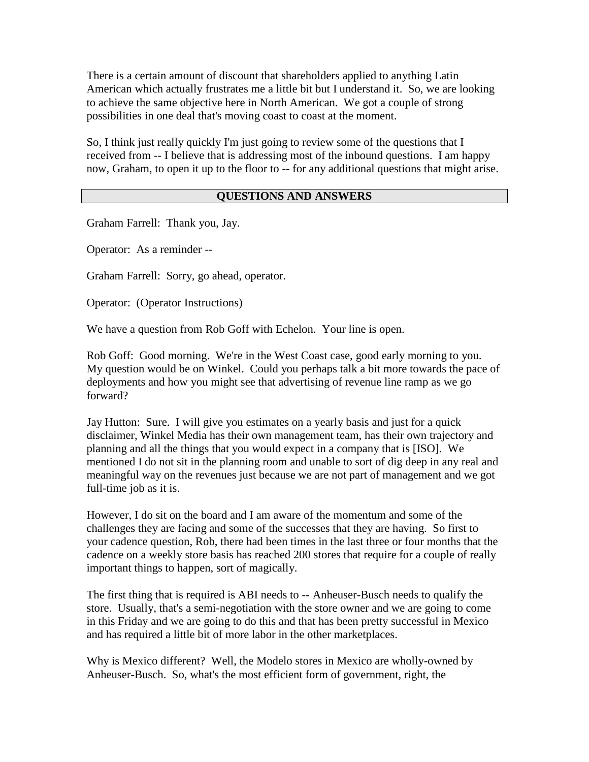There is a certain amount of discount that shareholders applied to anything Latin American which actually frustrates me a little bit but I understand it. So, we are looking to achieve the same objective here in North American. We got a couple of strong possibilities in one deal that's moving coast to coast at the moment.

So, I think just really quickly I'm just going to review some of the questions that I received from -- I believe that is addressing most of the inbound questions. I am happy now, Graham, to open it up to the floor to -- for any additional questions that might arise.

## QUESTIONS AND ANSWERS

Graham Farrell: Thank you, Jay.

Operator: As a reminder --

Graham Farrell: Sorry, go ahead, operator.

Operator: (Operator Instructions)

We have a question from Rob Goff with Echelon. Your line is open.

Rob Goff: Good morning. We're in the West Coast case, good early morning to you. My question would be on Winkel. Could you perhaps talk a bit more towards the pace of deployments and how you might see that advertising of revenue line ramp as we go forward?

Jay Hutton: Sure. I will give you estimates on a yearly basis and just for a quick disclaimer, Winkel Media has their own management team, has their own trajectory and planning and all the things that you would expect in a company that is [ISO]. We mentioned I do not sit in the planning room and unable to sort of dig deep in any real and meaningful way on the revenues just because we are not part of management and we got full-time job as it is.

However, I do sit on the board and I am aware of the momentum and some of the challenges they are facing and some of the successes that they are having. So first to your cadence question, Rob, there had been times in the last three or four months that the cadence on a weekly store basis has reached 200 stores that require for a couple of really important things to happen, sort of magically.

The first thing that is required is ABI needs to -- Anheuser-Busch needs to qualify the store. Usually, that's a semi-negotiation with the store owner and we are going to come in this Friday and we are going to do this and that has been pretty successful in Mexico and has required a little bit of more labor in the other marketplaces.

Why is Mexico different? Well, the Modelo stores in Mexico are wholly-owned by Anheuser-Busch. So, what's the most efficient form of government, right, the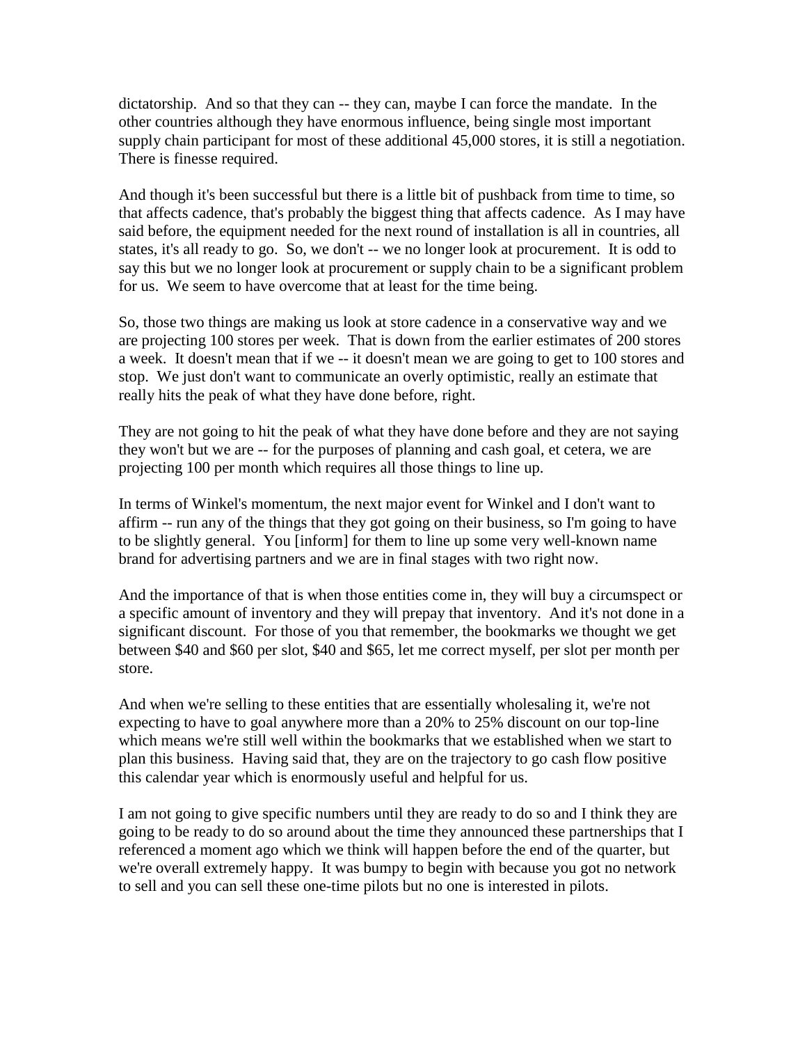dictatorship. And so that they can -- they can, maybe I can force the mandate. In the other countries although they have enormous influence, being single most important supply chain participant for most of these additional 45,000 stores, it is still a negotiation. There is finesse required.

And though it's been successful but there is a little bit of pushback from time to time, so that affects cadence, that's probably the biggest thing that affects cadence. As I may have said before, the equipment needed for the next round of installation is all in countries, all states, it's all ready to go. So, we don't -- we no longer look at procurement. It is odd to say this but we no longer look at procurement or supply chain to be a significant problem for us. We seem to have overcome that at least for the time being.

So, those two things are making us look at store cadence in a conservative way and we are projecting 100 stores per week. That is down from the earlier estimates of 200 stores a week. It doesn't mean that if we -- it doesn't mean we are going to get to 100 stores and stop. We just don't want to communicate an overly optimistic, really an estimate that really hits the peak of what they have done before, right.

They are not going to hit the peak of what they have done before and they are not saying they won't but we are -- for the purposes of planning and cash goal, et cetera, we are projecting 100 per month which requires all those things to line up.

In terms of Winkel's momentum, the next major event for Winkel and I don't want to affirm -- run any of the things that they got going on their business, so I'm going to have to be slightly general. You [inform] for them to line up some very well-known name brand for advertising partners and we are in final stages with two right now.

And the importance of that is when those entities come in, they will buy a circumspect or a specific amount of inventory and they will prepay that inventory. And it's not done in a significant discount. For those of you that remember, the bookmarks we thought we get between $40 and $60 per slot, $40 and $65, let me correct myself, per slot per month per store.

And when we're selling to these entities that are essentially wholesaling it, we're not expecting to have to goal anywhere more than a 20% to 25% discount on our top-line which means we're still well within the bookmarks that we established when we start to plan this business. Having said that, they are on the trajectory to go cash flow positive this calendar year which is enormously useful and helpful for us.

I am not going to give specific numbers until they are ready to do so and I think they are going to be ready to do so around about the time they announced these partnerships that I referenced a moment ago which we think will happen before the end of the quarter, but we're overall extremely happy. It was bumpy to begin with because you got no network to sell and you can sell these one-time pilots but no one is interested in pilots.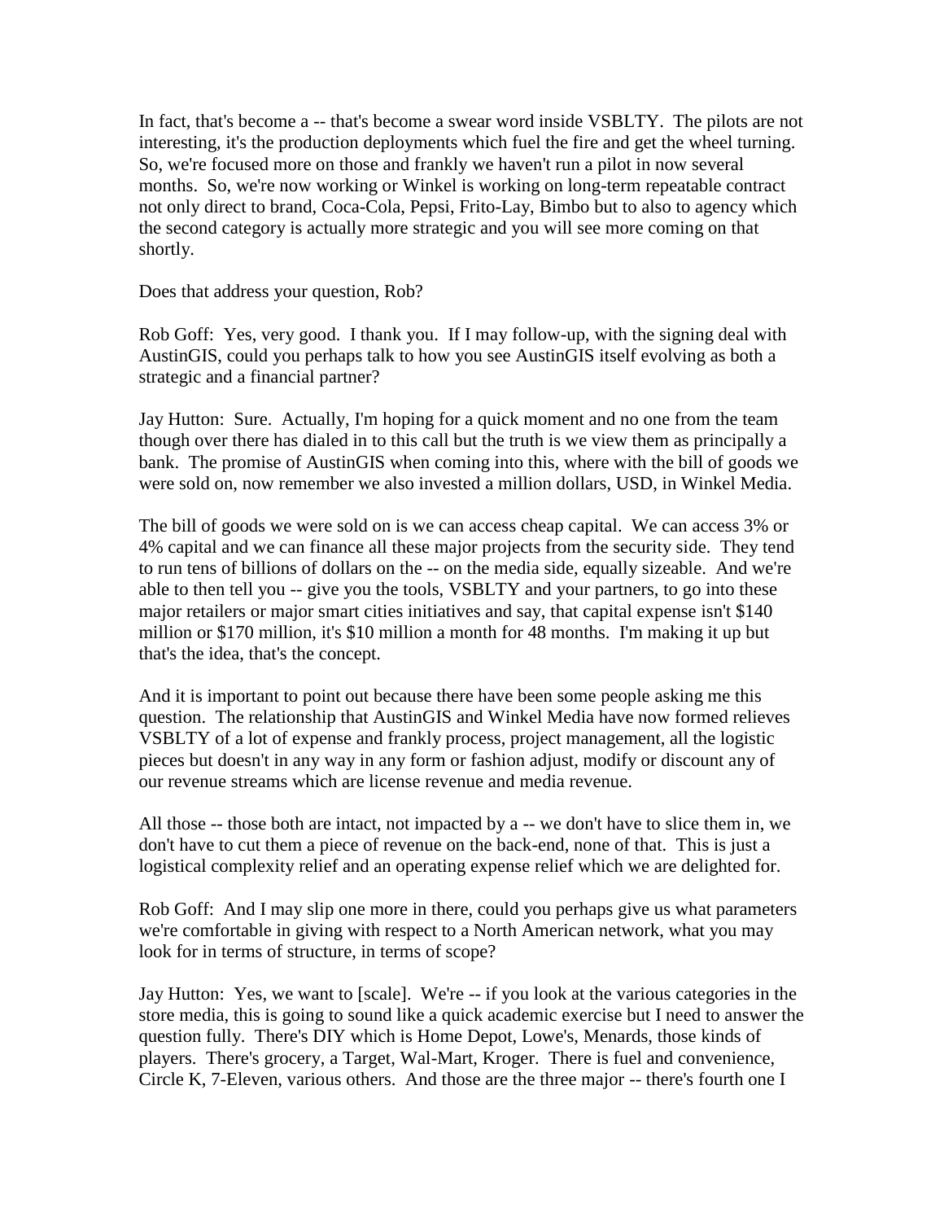In fact, that's become a -- that's become a swear word inside VSBLTY. The pilots are not interesting, it's the production deployments which fuel the fire and get the wheel turning. So, we're focused more on those and frankly we haven't run a pilot in now several months. So, we're now working or Winkel is working on long-term repeatable contract not only direct to brand, Coca-Cola, Pepsi, Frito-Lay, Bimbo but to also to agency which the second category is actually more strategic and you will see more coming on that shortly.

Does that address your question, Rob?

Rob Goff: Yes, very good. I thank you. If I may follow-up, with the signing deal with AustinGIS, could you perhaps talk to how you see AustinGIS itself evolving as both a strategic and a financial partner?

Jay Hutton: Sure. Actually, I'm hoping for a quick moment and no one from the team though over there has dialed in to this call but the truth is we view them as principally a bank. The promise of AustinGIS when coming into this, where with the bill of goods we were sold on, now remember we also invested a million dollars, USD, in Winkel Media.

The bill of goods we were sold on is we can access cheap capital. We can access 3% or 4% capital and we can finance all these major projects from the security side. They tend to run tens of billions of dollars on the -- on the media side, equally sizeable. And we're able to then tell you -- give you the tools, VSBLTY and your partners, to go into these major retailers or major smart cities initiatives and say, that capital expense isn't $140 million or $170 million, it's $10 million a month for 48 months. I'm making it up but that's the idea, that's the concept.

And it is important to point out because there have been some people asking me this question. The relationship that AustinGIS and Winkel Media have now formed relieves VSBLTY of a lot of expense and frankly process, project management, all the logistic pieces but doesn't in any way in any form or fashion adjust, modify or discount any of our revenue streams which are license revenue and media revenue.

All those -- those both are intact, not impacted by a -- we don't have to slice them in, we don't have to cut them a piece of revenue on the back-end, none of that. This is just a logistical complexity relief and an operating expense relief which we are delighted for.

Rob Goff: And I may slip one more in there, could you perhaps give us what parameters we're comfortable in giving with respect to a North American network, what you may look for in terms of structure, in terms of scope?

Jay Hutton: Yes, we want to [scale]. We're -- if you look at the various categories in the store media, this is going to sound like a quick academic exercise but I need to answer the question fully. There's DIY which is Home Depot, Lowe's, Menards, those kinds of players. There's grocery, a Target, Wal-Mart, Kroger. There is fuel and convenience, Circle K, 7-Eleven, various others. And those are the three major -- there's fourth one I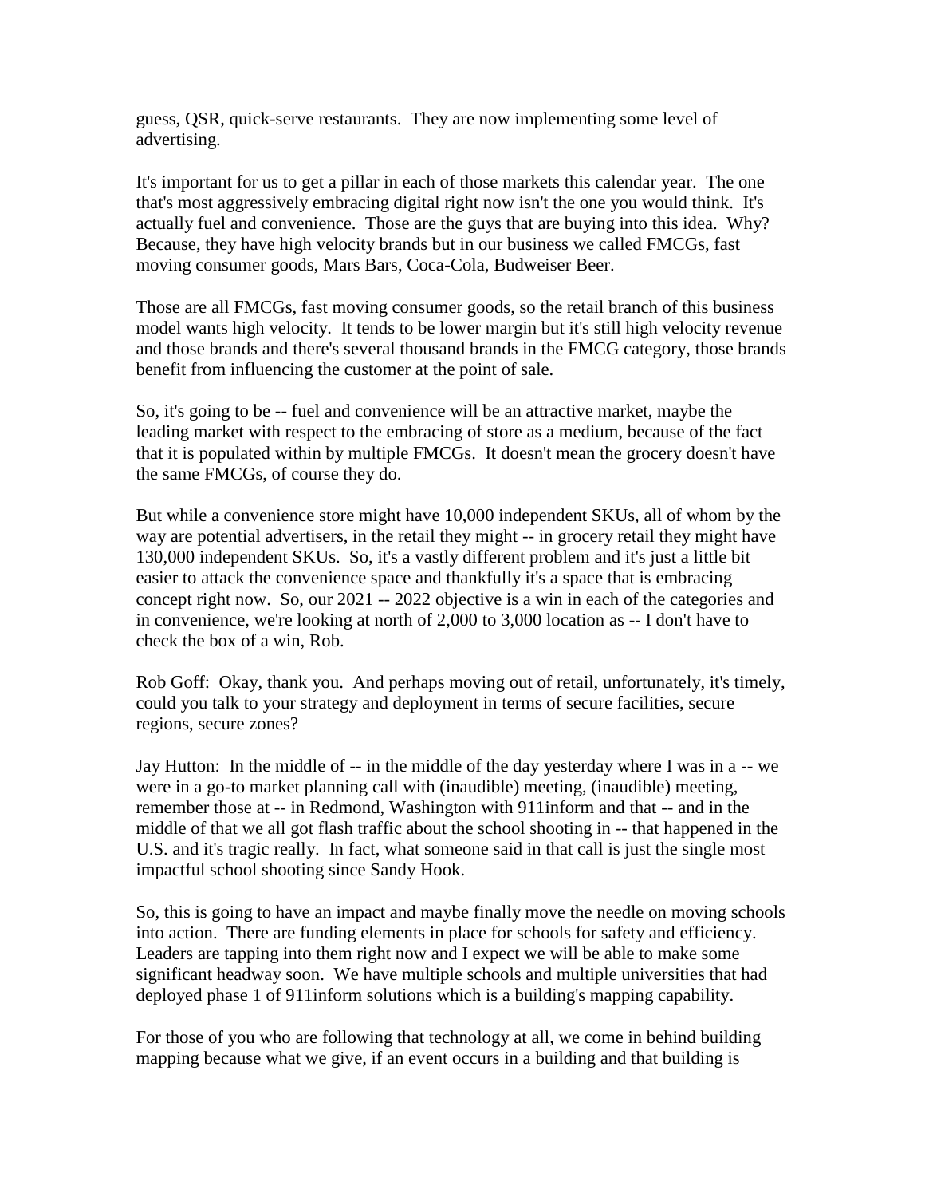guess, QSR, quick-serve restaurants. They are now implementing some level of advertising.

It's important for us to get a pillar in each of those markets this calendar year. The one that's most aggressively embracing digital right now isn't the one you would think. It's actually fuel and convenience. Those are the guys that are buying into this idea. Why? Because, they have high velocity brands but in our business we called FMCGs, fast moving consumer goods, Mars Bars, Coca-Cola, Budweiser Beer.

Those are all FMCGs, fast moving consumer goods, so the retail branch of this business model wants high velocity. It tends to be lower margin but it's still high velocity revenue and those brands and there's several thousand brands in the FMCG category, those brands benefit from influencing the customer at the point of sale.

So, it's going to be -- fuel and convenience will be an attractive market, maybe the leading market with respect to the embracing of store as a medium, because of the fact that it is populated within by multiple FMCGs. It doesn't mean the grocery doesn't have the same FMCGs, of course they do.

But while a convenience store might have 10,000 independent SKUs, all of whom by the way are potential advertisers, in the retail they might -- in grocery retail they might have 130,000 independent SKUs. So, it's a vastly different problem and it's just a little bit easier to attack the convenience space and thankfully it's a space that is embracing concept right now. So, our 2021 -- 2022 objective is a win in each of the categories and in convenience, we're looking at north of 2,000 to 3,000 location as -- I don't have to check the box of a win, Rob.

Rob Goff: Okay, thank you. And perhaps moving out of retail, unfortunately, it's timely, could you talk to your strategy and deployment in terms of secure facilities, secure regions, secure zones?

Jay Hutton: In the middle of -- in the middle of the day yesterday where I was in a -- we were in a go-to market planning call with (inaudible) meeting, (inaudible) meeting, remember those at -- in Redmond, Washington with 911inform and that -- and in the middle of that we all got flash traffic about the school shooting in -- that happened in the U.S. and it's tragic really. In fact, what someone said in that call is just the single most impactful school shooting since Sandy Hook.

So, this is going to have an impact and maybe finally move the needle on moving schools into action. There are funding elements in place for schools for safety and efficiency. Leaders are tapping into them right now and I expect we will be able to make some significant headway soon. We have multiple schools and multiple universities that had deployed phase 1 of 911inform solutions which is a building's mapping capability.

For those of you who are following that technology at all, we come in behind building mapping because what we give, if an event occurs in a building and that building is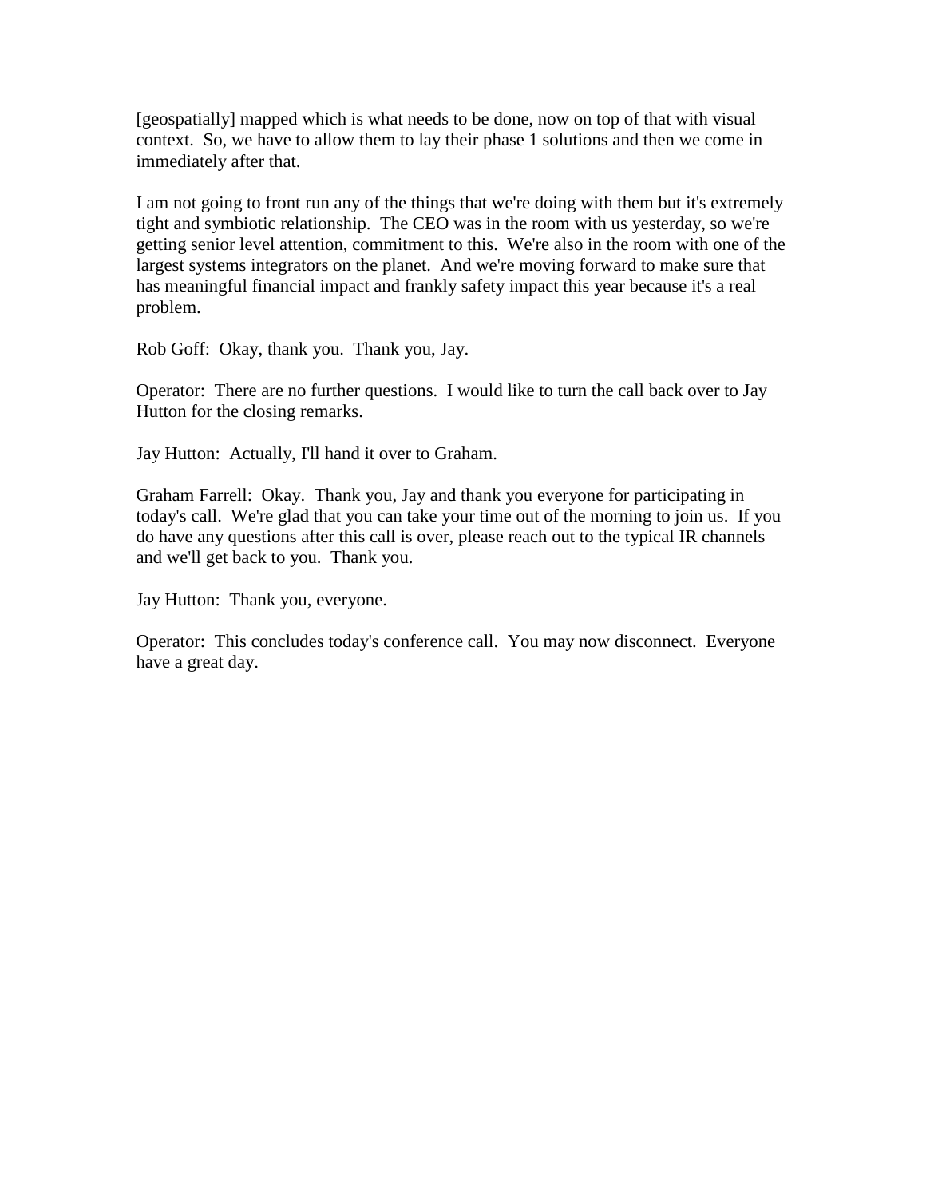[geospatially] mapped which is what needs to be done, now on top of that with visual context. So, we have to allow them to lay their phase 1 solutions and then we come in immediately after that.

I am not going to front run any of the things that we're doing with them but it's extremely tight and symbiotic relationship. The CEO was in the room with us yesterday, so we're getting senior level attention, commitment to this. We're also in the room with one of the largest systems integrators on the planet. And we're moving forward to make sure that has meaningful financial impact and frankly safety impact this year because it's a real problem.

Rob Goff: Okay, thank you. Thank you, Jay.

Operator: There are no further questions. I would like to turn the call back over to Jay Hutton for the closing remarks.

Jay Hutton: Actually, I'll hand it over to Graham.

Graham Farrell: Okay. Thank you, Jay and thank you everyone for participating in today's call. We're glad that you can take your time out of the morning to join us. If you do have any questions after this call is over, please reach out to the typical IR channels and we'll get back to you. Thank you.

Jay Hutton: Thank you, everyone.

Operator: This concludes today's conference call. You may now disconnect. Everyone have a great day.